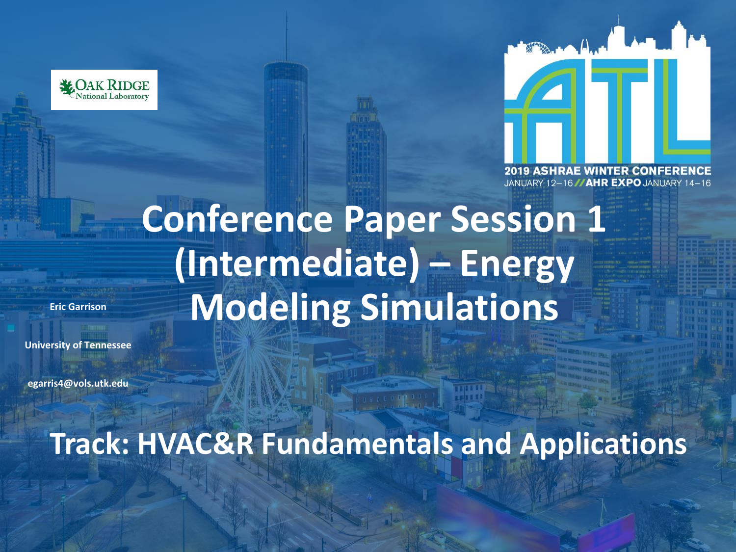Oak Ridge National Laboratory

2019 ASHRAE WINTER CONFERENCE
JANUARY 12–16 // AHR EXPO JANUARY 14–16

# Conference Paper Session 1 (Intermediate) – Energy Modeling Simulations

**Eric Garrison**

**University of Tennessee**

**egarris4@vols.utk.edu**

## Track: HVAC&R Fundamentals and Applications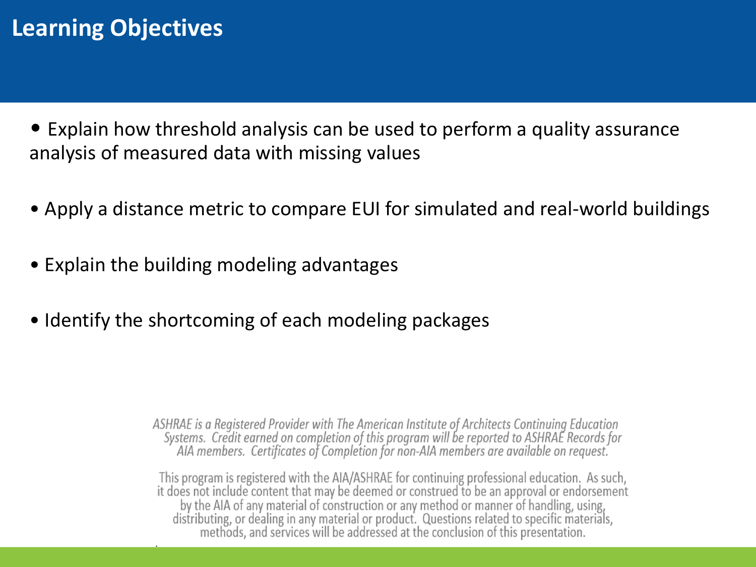# Learning Objectives

- Explain how threshold analysis can be used to perform a quality assurance analysis of measured data with missing values
- Apply a distance metric to compare EUI for simulated and real-world buildings
- Explain the building modeling advantages
- Identify the shortcoming of each modeling packages

*ASHRAE is a Registered Provider with The American Institute of Architects Continuing Education Systems. Credit earned on completion of this program will be reported to ASHRAE Records for AIA members. Certificates of Completion for non-AIA members are available on request.*

This program is registered with the AIA/ASHRAE for continuing professional education. As such, it does not include content that may be deemed or construed to be an approval or endorsement by the AIA of any material of construction or any method or manner of handling, using, distributing, or dealing in any material or product. Questions related to specific materials, methods, and services will be addressed at the conclusion of this presentation.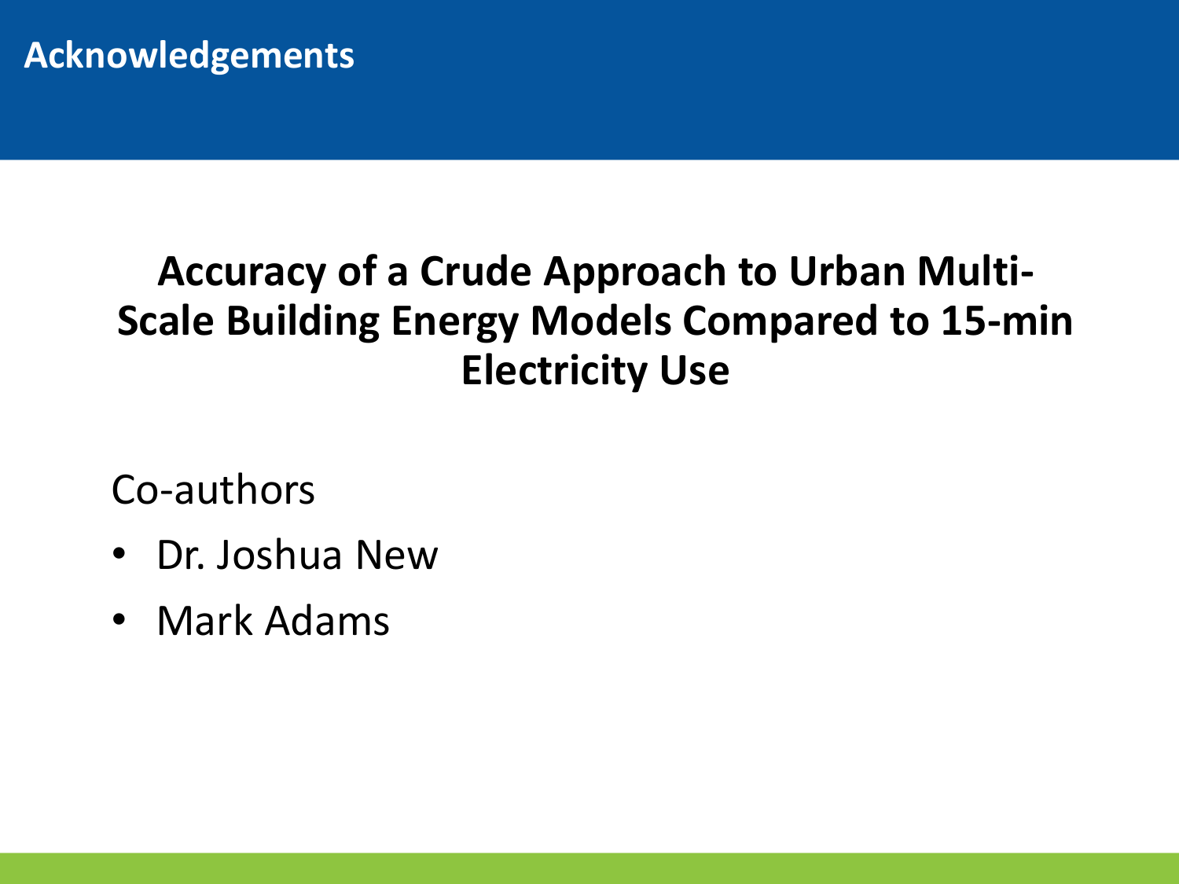# Acknowledgements

**Accuracy of a Crude Approach to Urban Multi-Scale Building Energy Models Compared to 15-min Electricity Use**

Co-authors

- Dr. Joshua New
- Mark Adams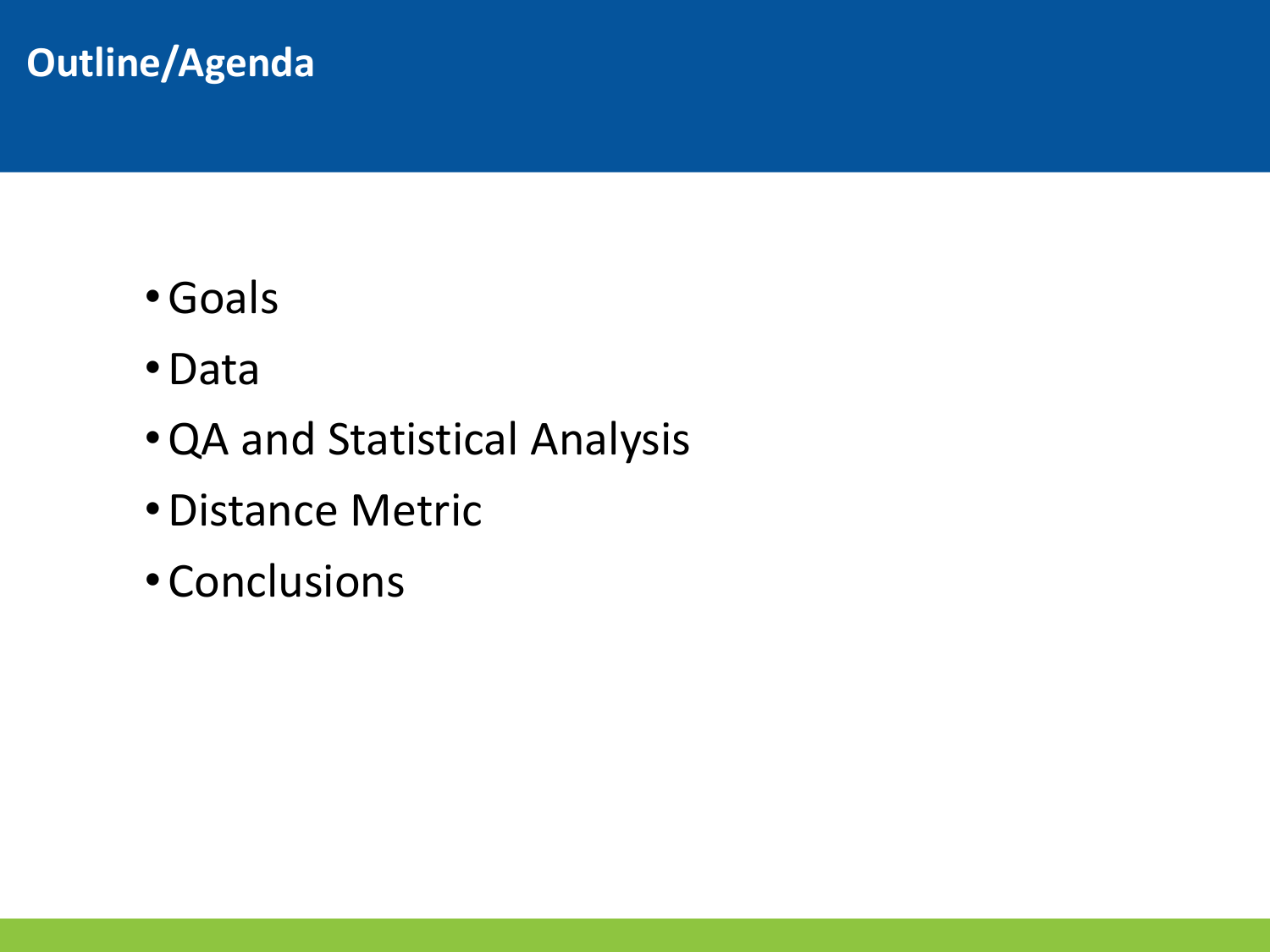# Outline/Agenda

- Goals
- Data
- QA and Statistical Analysis
- Distance Metric
- Conclusions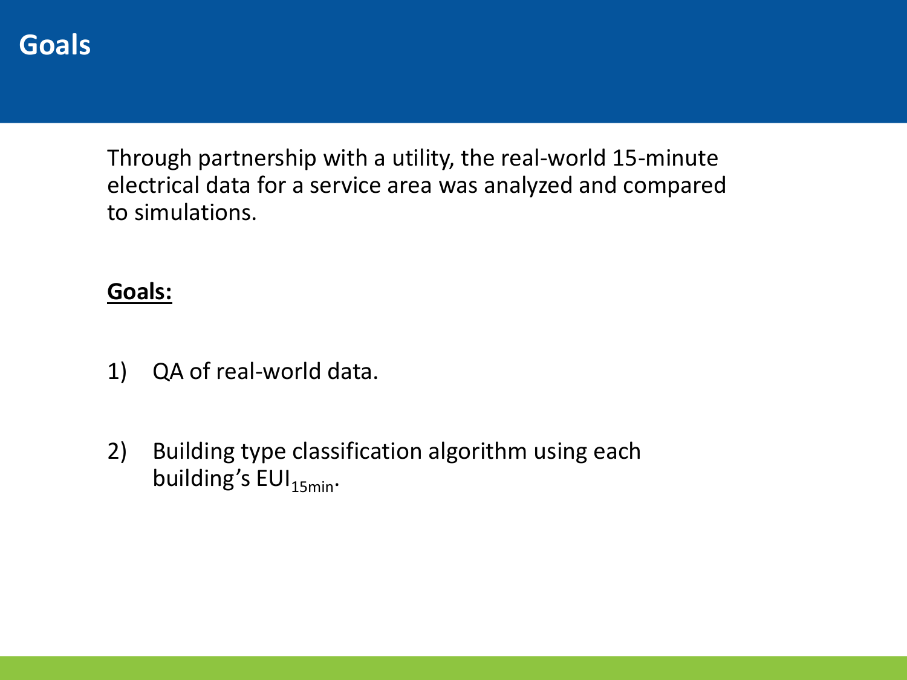# Goals

Through partnership with a utility, the real-world 15-minute electrical data for a service area was analyzed and compared to simulations.

**Goals:**

1) QA of real-world data.

2) Building type classification algorithm using each building's $EUI_{15min}$.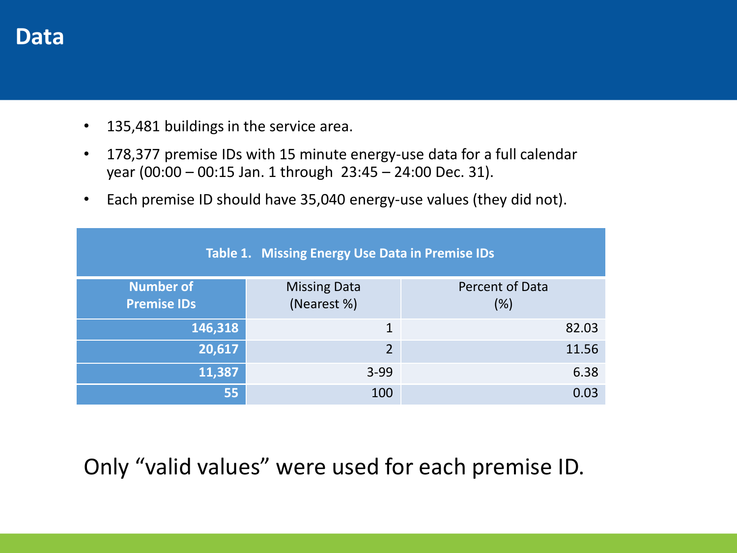# Data

- 135,481 buildings in the service area.
- 178,377 premise IDs with 15 minute energy-use data for a full calendar year (00:00 – 00:15 Jan. 1 through 23:45 – 24:00 Dec. 31).
- Each premise ID should have 35,040 energy-use values (they did not).

**Table 1. Missing Energy Use Data in Premise IDs**

| Number of Premise IDs | Missing Data (Nearest %) | Percent of Data (%) |
|---|---|---|
| 146,318 | 1 | 82.03 |
| 20,617 | 2 | 11.56 |
| 11,387 | 3-99 | 6.38 |
| 55 | 100 | 0.03 |

Only "valid values" were used for each premise ID.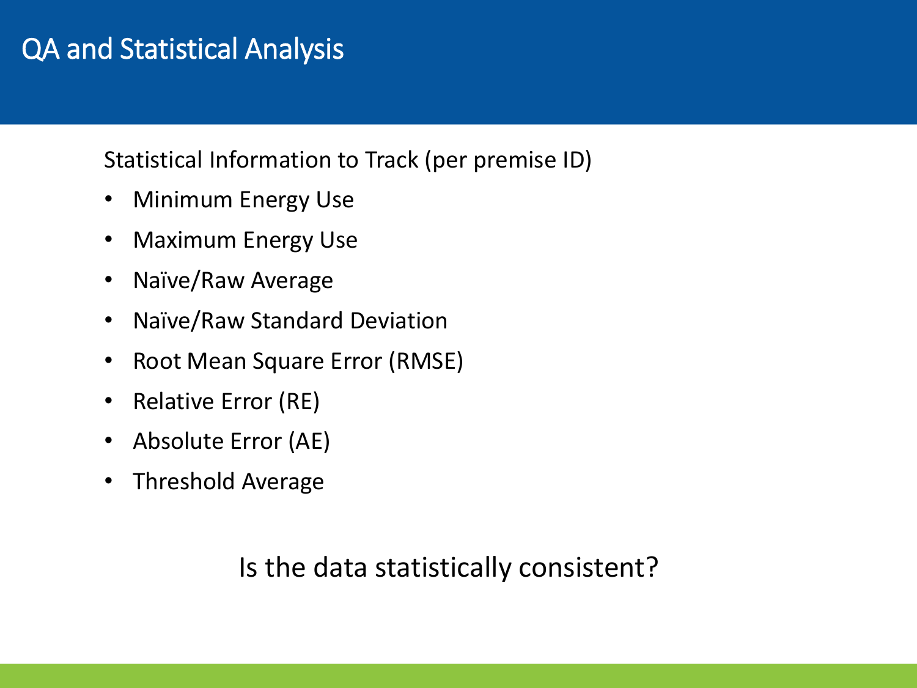# QA and Statistical Analysis

Statistical Information to Track (per premise ID)

- Minimum Energy Use
- Maximum Energy Use
- Naïve/Raw Average
- Naïve/Raw Standard Deviation
- Root Mean Square Error (RMSE)
- Relative Error (RE)
- Absolute Error (AE)
- Threshold Average

Is the data statistically consistent?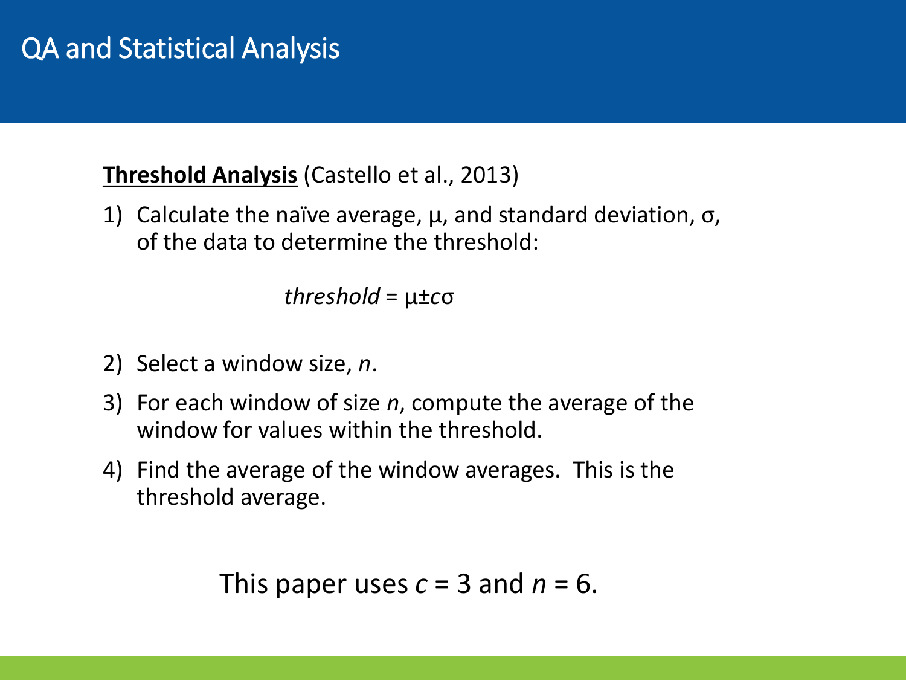# QA and Statistical Analysis

**Threshold Analysis** (Castello et al., 2013)

1) Calculate the naïve average, $\mu$, and standard deviation, $\sigma$, of the data to determine the threshold:

$$\textit{threshold} = \mu \pm c\sigma$$

2) Select a window size, $n$.
3) For each window of size $n$, compute the average of the window for values within the threshold.
4) Find the average of the window averages. This is the threshold average.

This paper uses $c = 3$ and $n = 6$.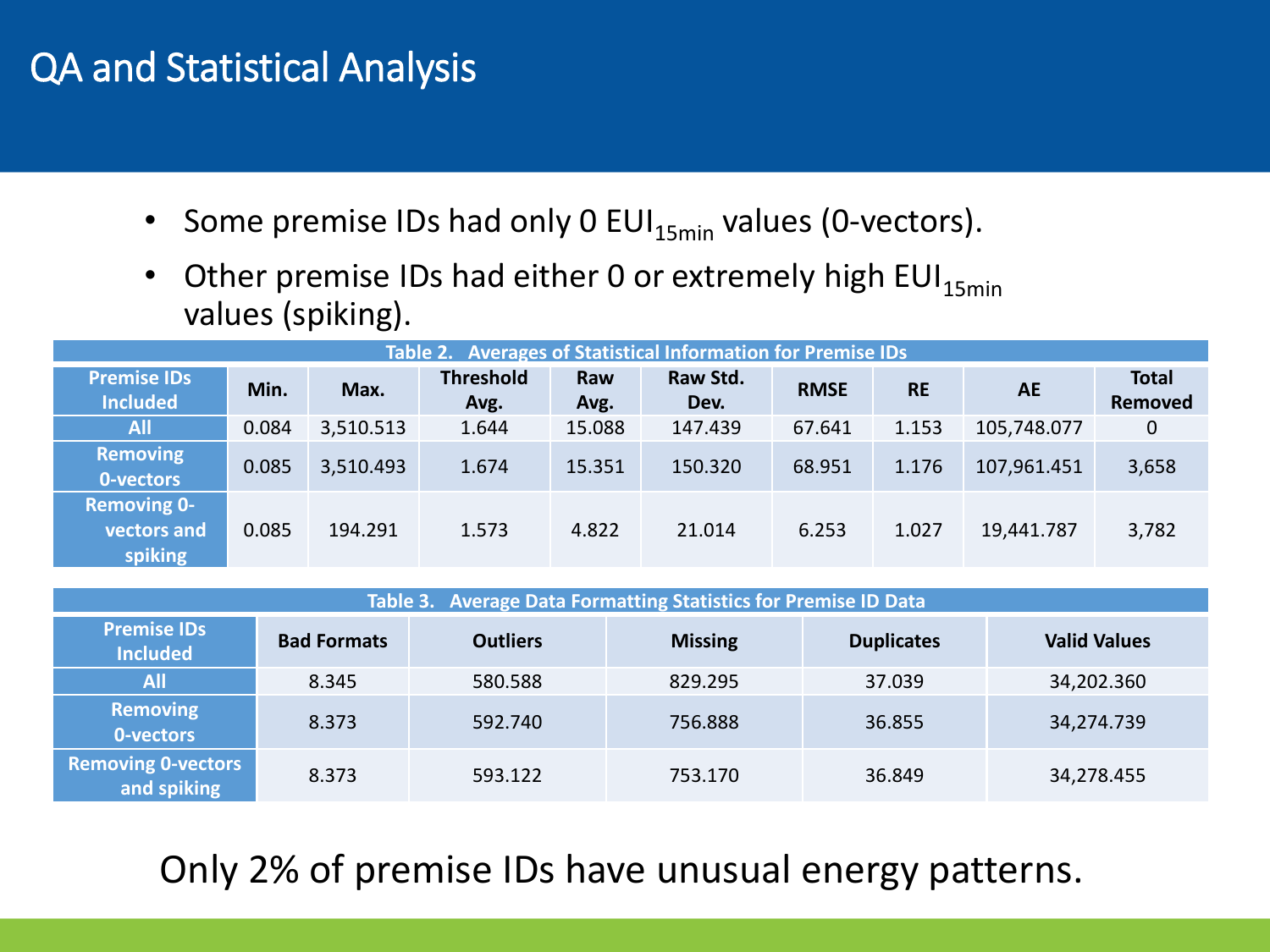# QA and Statistical Analysis

- Some premise IDs had only 0 $EUI_{15min}$ values (0-vectors).
- Other premise IDs had either 0 or extremely high $EUI_{15min}$ values (spiking).

**Table 2. Averages of Statistical Information for Premise IDs**

| Premise IDs Included | Min. | Max. | Threshold Avg. | Raw Avg. | Raw Std. Dev. | RMSE | RE | AE | Total Removed |
|---|---|---|---|---|---|---|---|---|---|
| All | 0.084 | 3,510.513 | 1.644 | 15.088 | 147.439 | 67.641 | 1.153 | 105,748.077 | 0 |
| Removing 0-vectors | 0.085 | 3,510.493 | 1.674 | 15.351 | 150.320 | 68.951 | 1.176 | 107,961.451 | 3,658 |
| Removing 0-vectors and spiking | 0.085 | 194.291 | 1.573 | 4.822 | 21.014 | 6.253 | 1.027 | 19,441.787 | 3,782 |

**Table 3. Average Data Formatting Statistics for Premise ID Data**

| Premise IDs Included | Bad Formats | Outliers | Missing | Duplicates | Valid Values |
|---|---|---|---|---|---|
| All | 8.345 | 580.588 | 829.295 | 37.039 | 34,202.360 |
| Removing 0-vectors | 8.373 | 592.740 | 756.888 | 36.855 | 34,274.739 |
| Removing 0-vectors and spiking | 8.373 | 593.122 | 753.170 | 36.849 | 34,278.455 |

Only 2% of premise IDs have unusual energy patterns.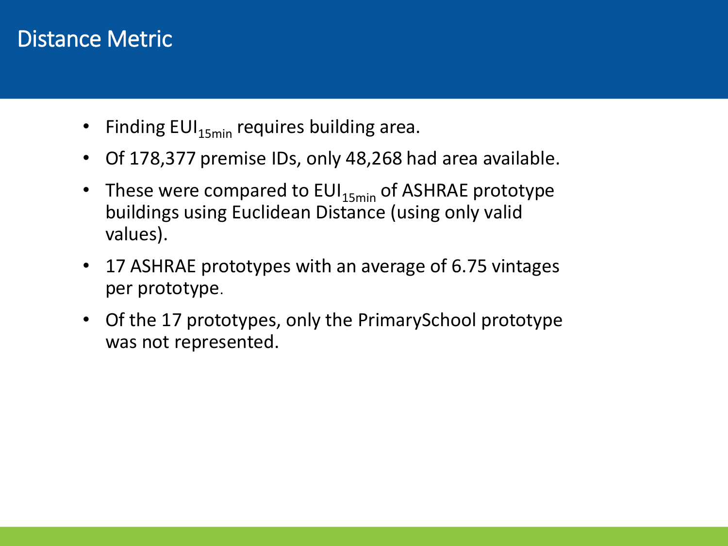# Distance Metric

- Finding $EUI_{15min}$ requires building area.
- Of 178,377 premise IDs, only 48,268 had area available.
- These were compared to $EUI_{15min}$ of ASHRAE prototype buildings using Euclidean Distance (using only valid values).
- 17 ASHRAE prototypes with an average of 6.75 vintages per prototype.
- Of the 17 prototypes, only the PrimarySchool prototype was not represented.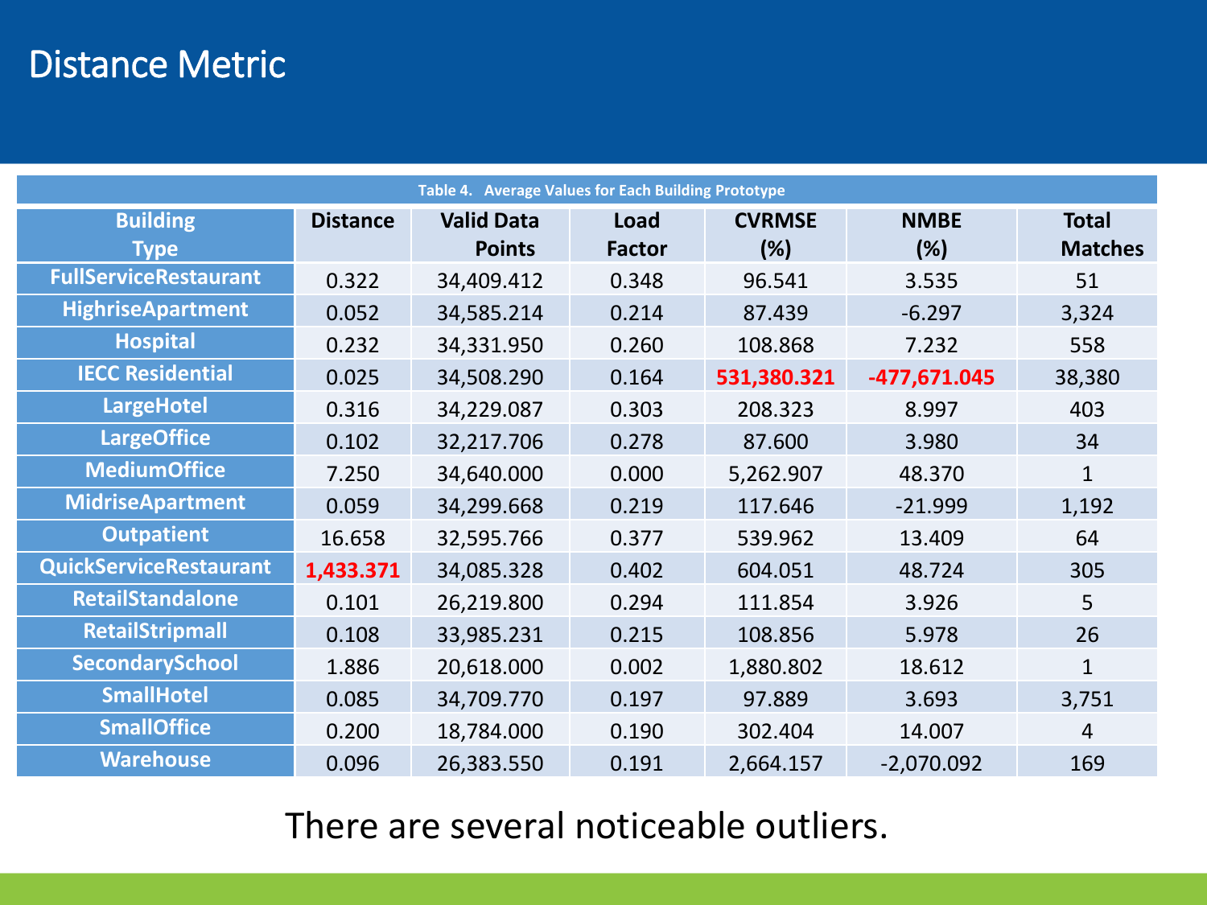# Distance Metric

Table 4. Average Values for Each Building Prototype

| Building Type | Distance | Valid Data Points | Load Factor | CVRMSE (%) | NMBE (%) | Total Matches |
|---|---|---|---|---|---|---|
| FullServiceRestaurant | 0.322 | 34,409.412 | 0.348 | 96.541 | 3.535 | 51 |
| HighriseApartment | 0.052 | 34,585.214 | 0.214 | 87.439 | -6.297 | 3,324 |
| Hospital | 0.232 | 34,331.950 | 0.260 | 108.868 | 7.232 | 558 |
| IECC Residential | 0.025 | 34,508.290 | 0.164 | 531,380.321 | -477,671.045 | 38,380 |
| LargeHotel | 0.316 | 34,229.087 | 0.303 | 208.323 | 8.997 | 403 |
| LargeOffice | 0.102 | 32,217.706 | 0.278 | 87.600 | 3.980 | 34 |
| MediumOffice | 7.250 | 34,640.000 | 0.000 | 5,262.907 | 48.370 | 1 |
| MidriseApartment | 0.059 | 34,299.668 | 0.219 | 117.646 | -21.999 | 1,192 |
| Outpatient | 16.658 | 32,595.766 | 0.377 | 539.962 | 13.409 | 64 |
| QuickServiceRestaurant | 1,433.371 | 34,085.328 | 0.402 | 604.051 | 48.724 | 305 |
| RetailStandalone | 0.101 | 26,219.800 | 0.294 | 111.854 | 3.926 | 5 |
| RetailStripmall | 0.108 | 33,985.231 | 0.215 | 108.856 | 5.978 | 26 |
| SecondarySchool | 1.886 | 20,618.000 | 0.002 | 1,880.802 | 18.612 | 1 |
| SmallHotel | 0.085 | 34,709.770 | 0.197 | 97.889 | 3.693 | 3,751 |
| SmallOffice | 0.200 | 18,784.000 | 0.190 | 302.404 | 14.007 | 4 |
| Warehouse | 0.096 | 26,383.550 | 0.191 | 2,664.157 | -2,070.092 | 169 |

There are several noticeable outliers.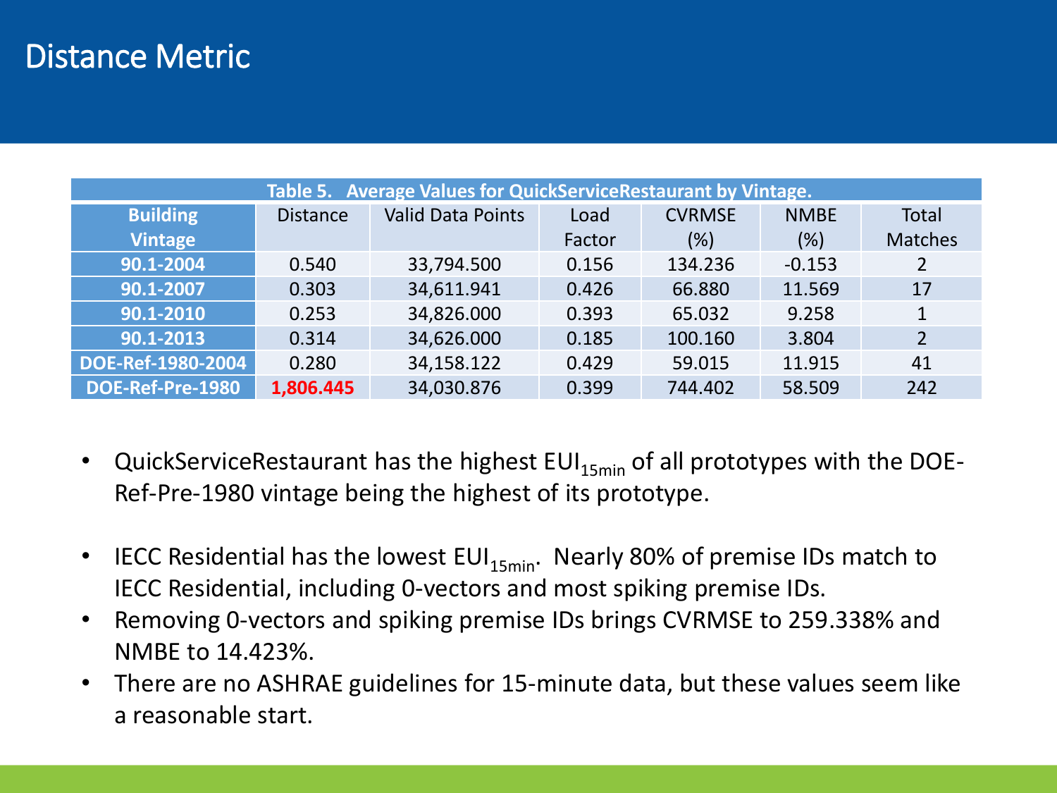# Distance Metric

Table 5. Average Values for QuickServiceRestaurant by Vintage.

| Building Vintage | Distance | Valid Data Points | Load Factor | CVRMSE (%) | NMBE (%) | Total Matches |
|---|---|---|---|---|---|---|
| 90.1-2004 | 0.540 | 33,794.500 | 0.156 | 134.236 | -0.153 | 2 |
| 90.1-2007 | 0.303 | 34,611.941 | 0.426 | 66.880 | 11.569 | 17 |
| 90.1-2010 | 0.253 | 34,826.000 | 0.393 | 65.032 | 9.258 | 1 |
| 90.1-2013 | 0.314 | 34,626.000 | 0.185 | 100.160 | 3.804 | 2 |
| DOE-Ref-1980-2004 | 0.280 | 34,158.122 | 0.429 | 59.015 | 11.915 | 41 |
| DOE-Ref-Pre-1980 | 1,806.445 | 34,030.876 | 0.399 | 744.402 | 58.509 | 242 |

- QuickServiceRestaurant has the highest $EUI_{15min}$ of all prototypes with the DOE-Ref-Pre-1980 vintage being the highest of its prototype.
- IECC Residential has the lowest $EUI_{15min}$. Nearly 80% of premise IDs match to IECC Residential, including 0-vectors and most spiking premise IDs.
- Removing 0-vectors and spiking premise IDs brings CVRMSE to 259.338% and NMBE to 14.423%.
- There are no ASHRAE guidelines for 15-minute data, but these values seem like a reasonable start.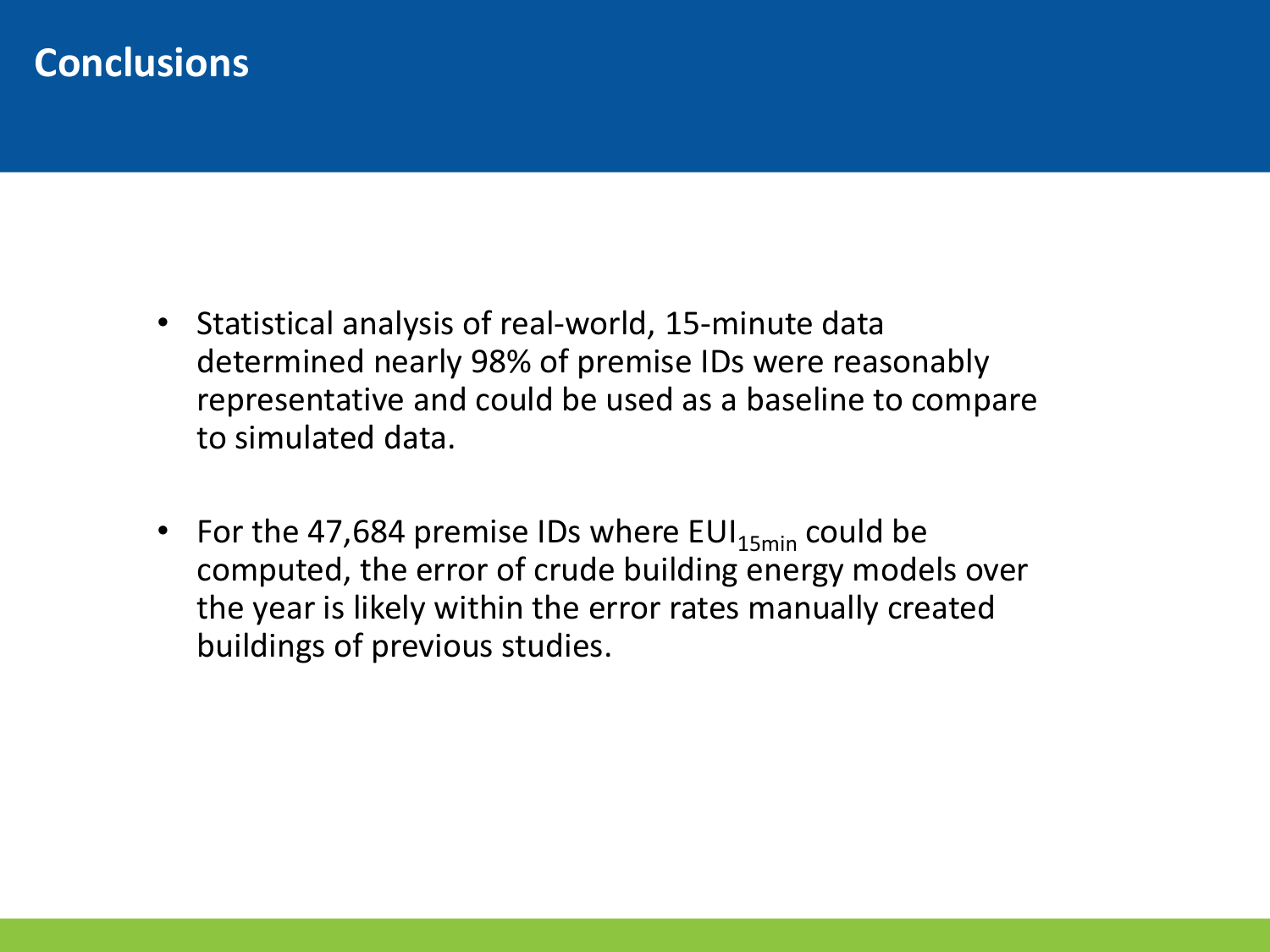# Conclusions

- Statistical analysis of real-world, 15-minute data determined nearly 98% of premise IDs were reasonably representative and could be used as a baseline to compare to simulated data.

- For the 47,684 premise IDs where $EUI_{15min}$ could be computed, the error of crude building energy models over the year is likely within the error rates manually created buildings of previous studies.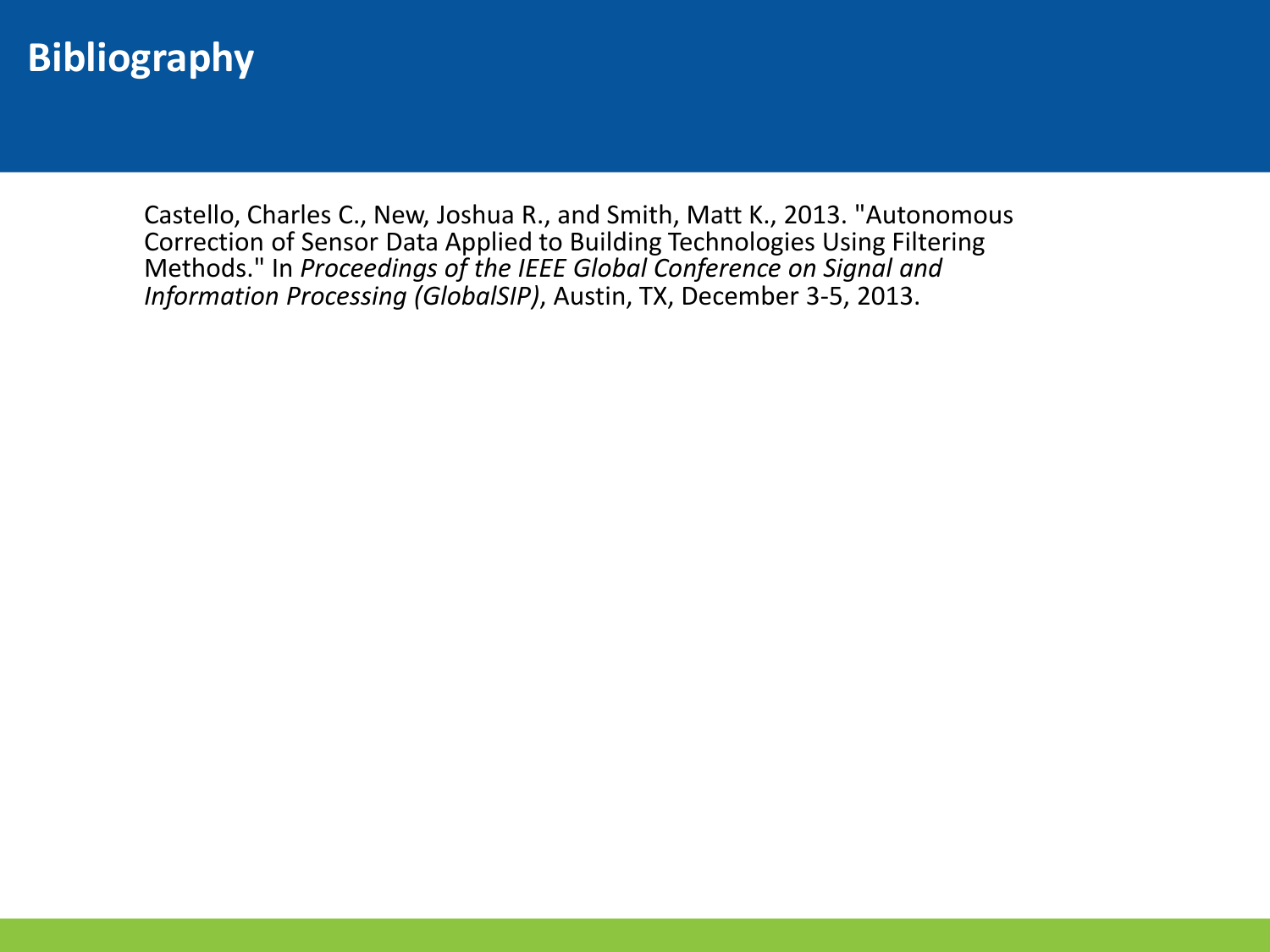# Bibliography

Castello, Charles C., New, Joshua R., and Smith, Matt K., 2013. "Autonomous Correction of Sensor Data Applied to Building Technologies Using Filtering Methods." In *Proceedings of the IEEE Global Conference on Signal and Information Processing (GlobalSIP)*, Austin, TX, December 3-5, 2013.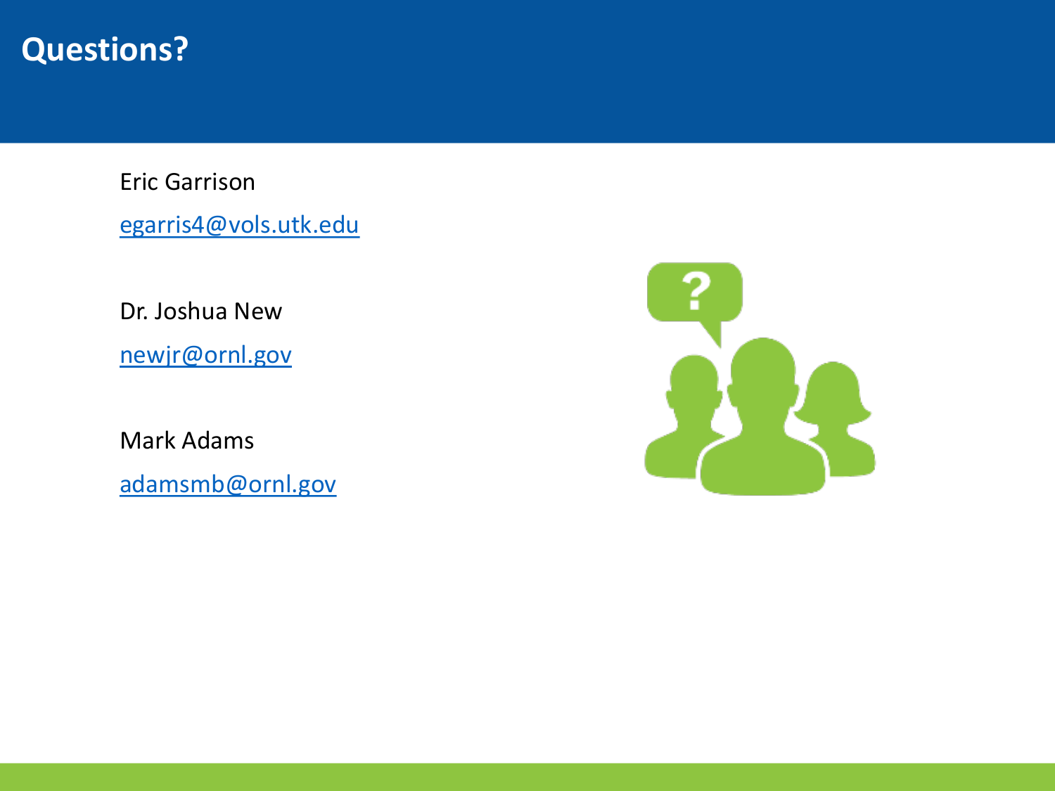# Questions?

Eric Garrison

egarris4@vols.utk.edu

Dr. Joshua New

newjr@ornl.gov

Mark Adams

adamsmb@ornl.gov